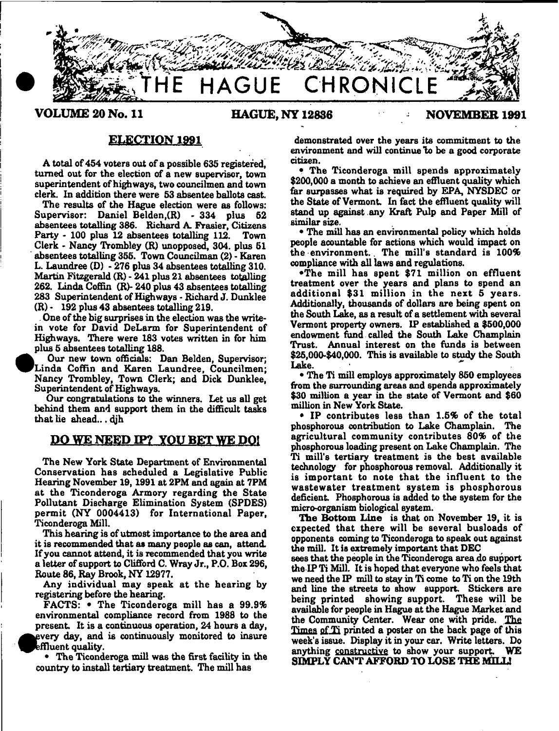# THE HAGUE CHRONICLE

**VOLUME 20 No. 11** **HAGUE, NY 12836** **NOVEMBER 1991**

## ELECTION 1991

A total of 454 voters out of a possible 635 registered, turned out for the election of a new supervisor, town superintendent of highways, two councilmen and town clerk. In addition there were 53 absentee ballots cast.

The results of the Hague election were as follows: Supervisor: Daniel Belden,(R) - 334 plus 52 absentees totalling 386. Richard A. Frasier, Citizens Party - 100 plus 12 absentees totalling 112. Town Clerk - Nancy Trombley (R) unopposed, 304. plus 51 absentees totalling 355. Town Councilman (2) - Karen L. Laundree (D) - 276 plus 34 absentees totalling 310. Martin Fitzgerald (R) - 241 plus 21 absentees totalling 262. Linda Coffin (R)- 240 plus 43 absentees totalling 283 Superintendent of Highways - Richard J. Dunklee (R) - 192 plus 43 absentees totalling 219.

One of the big surprises in the election was the write-in vote for David DeLarm for Superintendent of Highways. There were 183 votes written in for him plus 5 absentees totalling 188.

Our new town officials: Dan Belden, Supervisor; Linda Coffin and Karen Laundree, Councilmen; Nancy Trombley, Town Clerk; and Dick Dunklee, Superintendent of Highways.

Our congratulations to the winners. Let us all get behind them and support them in the difficult tasks that lie ahead... djh

## DO WE NEED IP? YOU BET WE DO!

The New York State Department of Environmental Conservation has scheduled a Legislative Public Hearing November 19, 1991 at 2PM and again at 7PM at the Ticonderoga Armory regarding the State Pollutant Discharge Elimination System (SPDES) permit (NY 0004413) for International Paper, Ticonderoga Mill.

This hearing is of utmost importance to the area and it is recommended that as many people as can, attend. If you cannot attend, it is recommended that you write a letter of support to Clifford C. Wray Jr., P.O. Box 296, Route 86, Ray Brook, NY 12977.

Any individual may speak at the hearing by registering before the hearing.

FACTS:

- The Ticonderoga mill has a 99.9% environmental compliance record from 1988 to the present. It is a continuous operation, 24 hours a day, every day, and is continuously monitored to insure effluent quality.
- The Ticonderoga mill was the first facility in the country to install tertiary treatment. The mill has demonstrated over the years its commitment to the environment and will continue to be a good corporate citizen.
- The Ticonderoga mill spends approximately \$200,000 a month to achieve an effluent quality which far surpasses what is required by EPA, NYSDEC or the State of Vermont. In fact the effluent quality will stand up against any Kraft Pulp and Paper Mill of similar size.
- The mill has an environmental policy which holds people acountable for actions which would impact on the environment. The mill's standard is 100% compliance with all laws and regulations.
- The mill has spent \$71 million on effluent treatment over the years and plans to spend an additional \$31 million in the next 5 years. Additionally, thousands of dollars are being spent on the South Lake, as a result of a settlement with several Vermont property owners. IP established a \$500,000 endowment fund called the South Lake Champlain Trust. Annual interest on the funds is between \$25,000-\$40,000. This is available to study the South Lake.
- The Ti mill employs approximately 850 employees from the surrounding areas and spends approximately \$30 million a year in the state of Vermont and \$60 million in New York State.
- IP contributes less than 1.5% of the total phosphorous contribution to Lake Champlain. The agricultural community contributes 80% of the phosphorous loading present on Lake Champlain. The Ti mill's tertiary treatment is the best available technology for phosphorous removal. Additionally it is important to note that the influent to the wastewater treatment system is phosphorous deficient. Phosphorous is added to the system for the micro-organism biological system.

**The Bottom Line** is that on November 19, it is expected that there will be several busloads of opponents coming to Ticonderoga to speak out against the mill. It is extremely important that DEC sees that the people in the Ticonderoga area do support the IP Ti Mill. It is hoped that everyone who feels that we need the IP mill to stay in Ti come to Ti on the 19th and line the streets to show support. Stickers are being printed showing support. These will be available for people in Hague at the Hague Market and the Community Center. Wear one with pride. The Times of Ti printed a poster on the back page of this week's issue. Display it in your car. Write letters. Do anything constructive to show your support. **WE SIMPLY CAN'T AFFORD TO LOSE THE MILL!**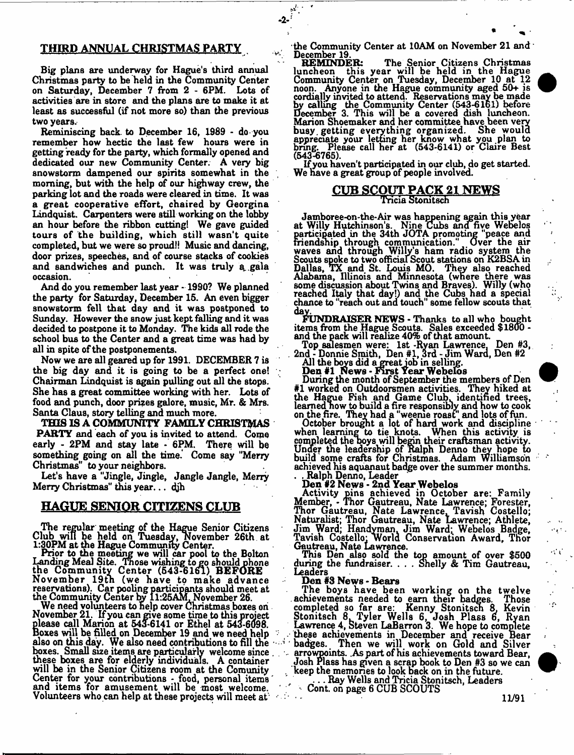## THIRD ANNUAL CHRISTMAS PARTY

Big plans are underway for Hague's third annual Christmas party to be held in the Community Center on Saturday, December 7 from 2 - 6PM. Lots of activities are in store and the plans are to make it at least as successful (if not more so) than the previous two years.

Reminiscing back to December 16, 1989 - do you remember how hectic the last few hours were in getting ready for the party, which formally opened and dedicated our new Community Center. A very big snowstorm dampened our spirits somewhat in the morning, but with the help of our highway crew, the parking lot and the roads were cleared in time. It was a great cooperative effort, chaired by Georgina Lindquist. Carpenters were still working on the lobby an hour before the ribbon cutting! We gave guided tours of the building, which still wasn't quite completed, but we were so proud!! Music and dancing, door prizes, speeches, and of course stacks of cookies and sandwiches and punch. It was truly a gala occasion.

And do you remember last year - 1990? We planned the party for Saturday, December 15. An even bigger snowstorm fell that day and it was postponed to Sunday. However the snow just kept falling and it was decided to postpone it to Monday. The kids all rode the school bus to the Center and a great time was had by all in spite of the postponements.

Now we are all geared up for 1991. DECEMBER 7 is the big day and it is going to be a perfect one! Chairman Lindquist is again pulling out all the stops. She has a great committee working with her. Lots of food and punch, door prizes galore, music, Mr. & Mrs. Santa Claus, story telling and much more.

**THIS IS A COMMUNITY FAMILY CHRISTMAS PARTY** and each of you is invited to attend. Come early - 2PM and stay late - 6PM. There will be something going on all the time. Come say "Merry Christmas" to your neighbors.

Let's have a "Jingle, Jingle, Jangle Jangle, Merry Merry Christmas" this year... djh

## HAGUE SENIOR CITIZENS CLUB

The regular meeting of the Hague Senior Citizens Club will be held on Tuesday, November 26th at 1:30PM at the Hague Community Center.

Prior to the meeting we will car pool to the Bolton Landing Meal Site. Those wishing to go should phone the Community Center (543-6161) **BEFORE** November 19th (we have to make advance reservations). Car pooling participants should meet at the Community Center by 11:25AM, November 26.

We need volunteers to help cover Christmas boxes on November 21. If you can give some time to this project please call Marion at 543-6141 or Ethel at 543-6098. Boxes will be filled on December 19 and we need help also on this day. We also need contributions to fill the boxes. Small size items are particularly welcome since these boxes are for elderly individuals. A container will be in the Senior Citizens room at the Comunity Center for your contributions - food, personal items and items for amusement will be most welcome. Volunteers who can help at these projects will meet at the Community Center at 10AM on November 21 and December 19.

**REMINDER:** The Senior Citizens Christmas luncheon this year will be held in the Hague Community Center on Tuesday, December 10 at 12 noon. Anyone in the Hague community aged 50+ is cordially invited to attend. Reservations may be made by calling the Community Center (543-6161) before December 3. This will be a covered dish luncheon. Marion Shoemaker and her committee have been very busy getting everything organized. She would appreciate your letting her know what you plan to bring. Please call her at (543-6141) or Claire Best (543-6765).

If you haven't participated in our club, do get started. We have a great group of people involved.

## CUB SCOUT PACK 21 NEWS

Tricia Stonitsch

Jamboree-on-the-Air was happening again this year at Willy Hutchinson's. Nine Cubs and five Webelos participated in the 34th JOTA promoting "peace and friendship through communication." Over the air waves and through Willy's ham radio system the Scouts spoke to two official Scout stations on K2BSA in Dallas, TX and St. Louis MO. They also reached Alabama, Illinois and Minnesota (where there was some discussion about Twins and Braves). Willy (who reached Italy that day!) and the Cubs had a special chance to "reach out and touch" some fellow scouts that day.

**FUNDRAISER NEWS** - Thanks to all who bought items from the Hague Scouts. Sales exceeded $1800 - and the pack will realize 40% of that amount.

Top salesmen were: 1st -Ryan Lawrence, Den #3, 2nd - Donnie Smith, Den #1, 3rd - Jim Ward, Den #2

All the boys did a great job in selling.

**Den #1 News - First Year Webelos**

During the month of September the members of Den #1 worked on Outdoorsmen activities. They hiked at the Hague Fish and Game Club, identified trees, learned how to build a fire responsibly and how to cook on the fire. They had a "weenie roast" and lots of fun.

October brought a lot of hard work and discipline when learning to tie knots. When this activity is completed the boys will begin their craftsman activity. Under the leadership of Ralph Denno they hope to build some crafts for Christmas. Adam Williamson achieved his aquanaut badge over the summer months. . . Ralph Denno, Leader

**Den #2 News - 2nd Year Webelos**

Activity pins achieved in October are: Family Member, - Thor Gautreau, Nate Lawrence; Forester, Thor Gautreau, Nate Lawrence, Tavish Costello; Naturalist; Thor Gautreau, Nate Lawrence; Athlete, Jim Ward; Handyman, Jim Ward; Webelos Badge, Tavish Costello; World Conservation Award, Thor Gautreau, Nate Lawrence.

This Den also sold the top amount of over $500 during the fundraiser. . . . Shelly & Tim Gautreau, Leaders

**Den #3 News - Bears**

The boys have been working on the twelve achievements needed to earn their badges. Those completed so far are: Kenny Stonitsch 8, Kevin Stonitsch 8, Tyler Wells 6, Josh Plass 6, Ryan Lawrence 4, Steven LaBarron 3. We hope to complete these achievements in December and receive Bear badges. Then we will work on Gold and Silver arrowpoints. As part of his achievements toward Bear, Josh Plass has given a scrap book to Den #3 so we can keep the memories to look back on in the future.

. . . Ray Wells and Tricia Stonitsch, Leaders

Cont. on page 6 CUB SCOUTS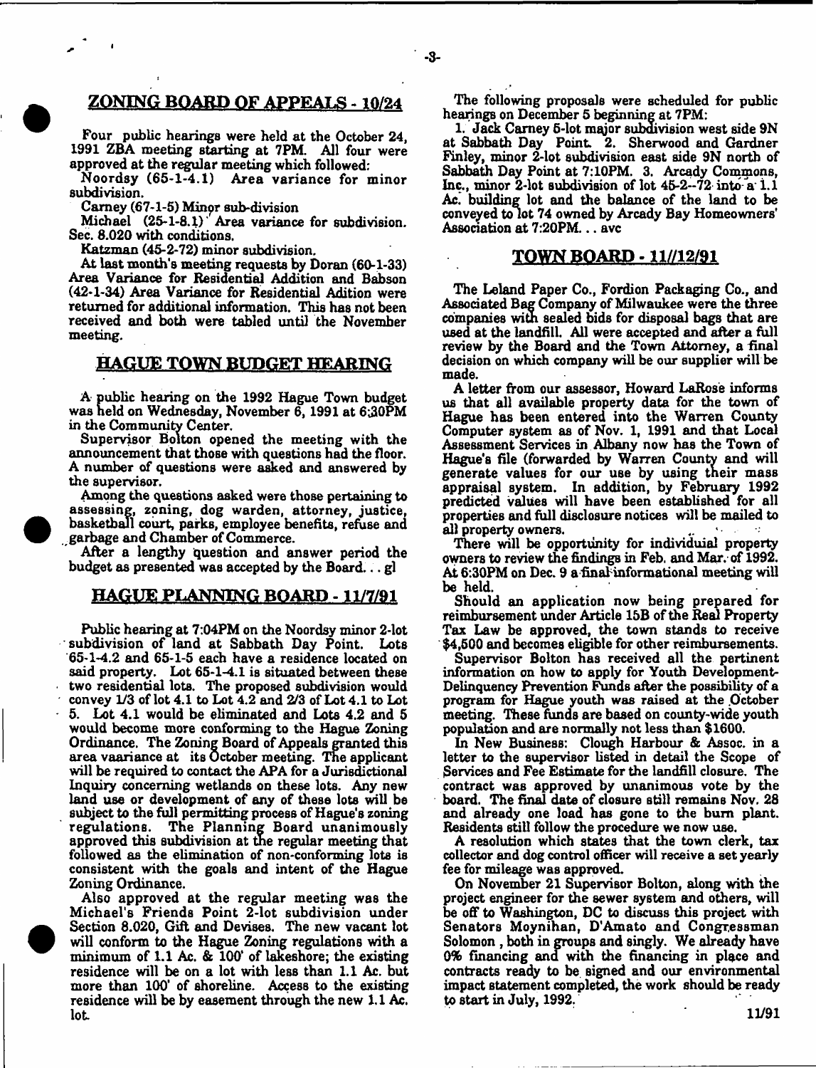## ZONING BOARD OF APPEALS - 10/24

Four public hearings were held at the October 24, 1991 ZBA meeting starting at 7PM. All four were approved at the regular meeting which followed:

Noordsy (65-1-4.1) Area variance for minor subdivision.

Carney (67-1-5) Minor sub-division

Michael (25-1-8.1) Area variance for subdivision. Sec. 8.020 with conditions.

Katzman (45-2-72) minor subdivision.

At last month's meeting requests by Doran (60-1-33) Area Variance for Residential Addition and Babson (42-1-34) Area Variance for Residential Adition were returned for additional information. This has not been received and both were tabled until the November meeting.

## HAGUE TOWN BUDGET HEARING

A public hearing on the 1992 Hague Town budget was held on Wednesday, November 6, 1991 at 6:30PM in the Community Center.

Supervisor Bolton opened the meeting with the announcement that those with questions had the floor. A number of questions were asked and answered by the supervisor.

Among the questions asked were those pertaining to assessing, zoning, dog warden, attorney, justice, basketball court, parks, employee benefits, refuse and garbage and Chamber of Commerce.

After a lengthy question and answer period the budget as presented was accepted by the Board. . . gl

## HAGUE PLANNING BOARD - 11/7/91

Public hearing at 7:04PM on the Noordsy minor 2-lot subdivision of land at Sabbath Day Point. Lots 65-1-4.2 and 65-1-5 each have a residence located on said property. Lot 65-1-4.1 is situated between these two residential lots. The proposed subdivision would convey 1/3 of lot 4.1 to Lot 4.2 and 2/3 of Lot 4.1 to Lot 5. Lot 4.1 would be eliminated and Lots 4.2 and 5 would become more conforming to the Hague Zoning Ordinance. The Zoning Board of Appeals granted this area vaariance at its October meeting. The applicant will be required to contact the APA for a Jurisdictional Inquiry concerning wetlands on these lots. Any new land use or development of any of these lots will be subject to the full permitting process of Hague's zoning regulations. The Planning Board unanimously approved this subdivision at the regular meeting that followed as the elimination of non-conforming lots is consistent with the goals and intent of the Hague Zoning Ordinance.

Also approved at the regular meeting was the Michael's Friends Point 2-lot subdivision under Section 8.020, Gift and Devises. The new vacant lot will conform to the Hague Zoning regulations with a minimum of 1.1 Ac. & 100' of lakeshore; the existing residence will be on a lot with less than 1.1 Ac. but more than 100' of shoreline. Access to the existing residence will be by easement through the new 1.1 Ac. lot.

The following proposals were scheduled for public hearings on December 5 beginning at 7PM:

1. Jack Carney 5-lot major subdivision west side 9N at Sabbath Day Point. 2. Sherwood and Gardner Finley, minor 2-lot subdivision east side 9N north of Sabbath Day Point at 7:10PM. 3. Arcady Commons, Inc., minor 2-lot subdivision of lot 45-2--72 into a 1.1 Ac. building lot and the balance of the land to be conveyed to lot 74 owned by Arcady Bay Homeowners' Association at 7:20PM. . . avc

## TOWN BOARD - 11//12/91

The Leland Paper Co., Fordion Packaging Co., and Associated Bag Company of Milwaukee were the three companies with sealed bids for disposal bags that are used at the landfill. All were accepted and after a full review by the Board and the Town Attorney, a final decision on which company will be our supplier will be made.

A letter from our assessor, Howard LaRose informs us that all available property data for the town of Hague has been entered into the Warren County Computer system as of Nov. 1, 1991 and that Local Assessment Services in Albany now has the Town of Hague's file (forwarded by Warren County and will generate values for our use by using their mass appraisal system. In addition, by February 1992 predicted values will have been established for all properties and full disclosure notices will be mailed to all property owners.

There will be opportunity for individual property owners to review the findings in Feb. and Mar. of 1992. At 6:30PM on Dec. 9 a final informational meeting will be held.

Should an application now being prepared for reimbursement under Article 15B of the Real Property Tax Law be approved, the town stands to receive $4,500 and becomes eligible for other reimbursements.

Supervisor Bolton has received all the pertinent information on how to apply for Youth Development-Delinquency Prevention Funds after the possibility of a program for Hague youth was raised at the October meeting. These funds are based on county-wide youth population and are normally not less than $1600.

In New Business: Clough Harbour & Assoc. in a letter to the supervisor listed in detail the Scope of Services and Fee Estimate for the landfill closure. The contract was approved by unanimous vote by the board. The final date of closure still remains Nov. 28 and already one load has gone to the burn plant. Residents still follow the procedure we now use.

A resolution which states that the town clerk, tax collector and dog control officer will receive a set yearly fee for mileage was approved.

On November 21 Supervisor Bolton, along with the project engineer for the sewer system and others, will be off to Washington, DC to discuss this project with Senators Moynihan, D'Amato and Congressman Solomon , both in groups and singly. We already have 0% financing and with the financing in place and contracts ready to be signed and our environmental impact statement completed, the work should be ready to start in July, 1992.

11/91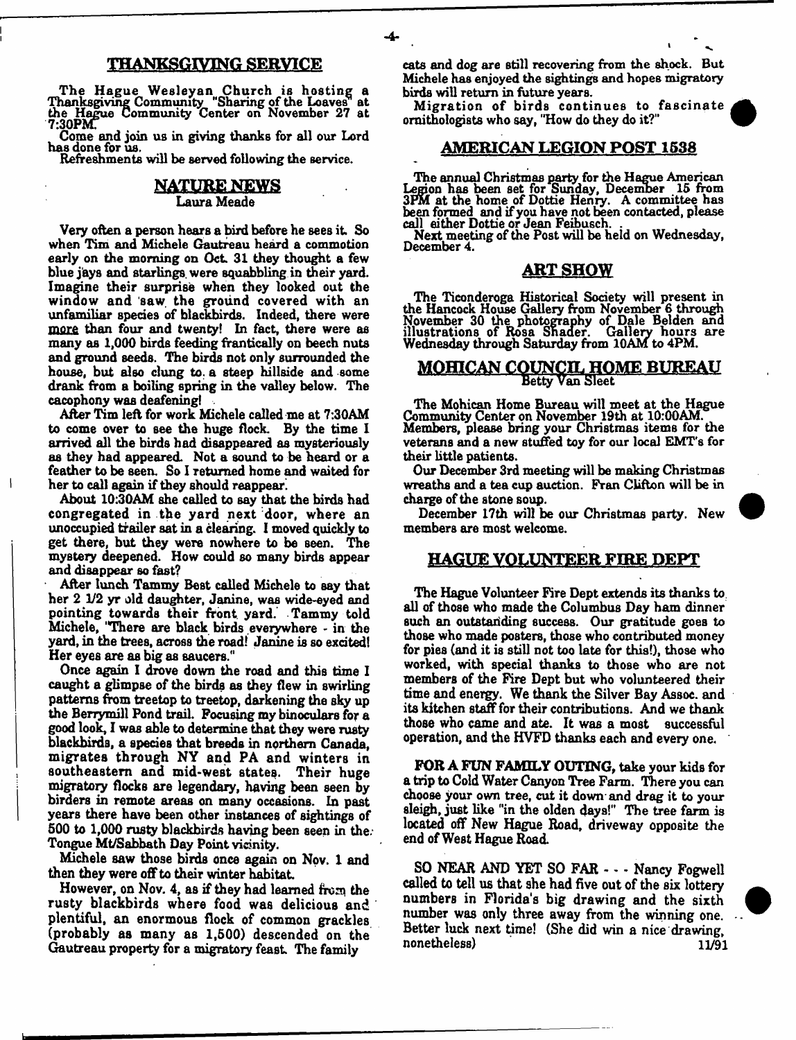## THANKSGIVING SERVICE

The Hague Wesleyan Church is hosting a Thanksgiving Community "Sharing of the Loaves" at the Hague Community Center on November 27 at 7:30PM.

Come and join us in giving thanks for all our Lord has done for us.

Refreshments will be served following the service.

## NATURE NEWS

Laura Meade

Very often a person hears a bird before he sees it. So when Tim and Michele Gautreau heard a commotion early on the morning on Oct. 31 they thought a few blue jays and starlings were squabbling in their yard. Imagine their surprise when they looked out the window and saw the ground covered with an unfamiliar species of blackbirds. Indeed, there were more than four and twenty! In fact, there were as many as 1,000 birds feeding frantically on beech nuts and ground seeds. The birds not only surrounded the house, but also clung to a steep hillside and some drank from a boiling spring in the valley below. The cacophony was deafening!

After Tim left for work Michele called me at 7:30AM to come over to see the huge flock. By the time I arrived all the birds had disappeared as mysteriously as they had appeared. Not a sound to be heard or a feather to be seen. So I returned home and waited for her to call again if they should reappear.

About 10:30AM she called to say that the birds had congregated in the yard next door, where an unoccupied trailer sat in a clearing. I moved quickly to get there, but they were nowhere to be seen. The mystery deepened. How could so many birds appear and disappear so fast?

After lunch Tammy Best called Michele to say that her 2 1/2 yr old daughter, Janine, was wide-eyed and pointing towards their front yard. Tammy told Michele, "There are black birds everywhere - in the yard, in the trees, across the road! Janine is so excited! Her eyes are as big as saucers."

Once again I drove down the road and this time I caught a glimpse of the birds as they flew in swirling patterns from treetop to treetop, darkening the sky up the Berrymill Pond trail. Focusing my binoculars for a good look, I was able to determine that they were rusty blackbirds, a species that breeds in northern Canada, migrates through NY and PA and winters in southeastern and mid-west states. Their huge migratory flocks are legendary, having been seen by birders in remote areas on many occasions. In past years there have been other instances of sightings of 500 to 1,000 rusty blackbirds having been seen in the Tongue Mt/Sabbath Day Point vicinity.

Michele saw those birds once again on Nov. 1 and then they were off to their winter habitat.

However, on Nov. 4, as if they had learned from the rusty blackbirds where food was delicious and plentiful, an enormous flock of common grackles (probably as many as 1,500) descended on the Gautreau property for a migratory feast. The family cats and dog are still recovering from the shock. But Michele has enjoyed the sightings and hopes migratory birds will return in future years.

Migration of birds continues to fascinate ornithologists who say, "How do they do it?"

## AMERICAN LEGION POST 1538

The annual Christmas party for the Hague American Legion has been set for Sunday, December 15 from 3PM at the home of Dottie Henry. A committee has been formed and if you have not been contacted, please call either Dottie or Jean Feibusch.

Next meeting of the Post will be held on Wednesday, December 4.

## ART SHOW

The Ticonderoga Historical Society will present in the Hancock House Gallery from November 6 through November 30 the photography of Dale Belden and illustrations of Rosa Shader. Gallery hours are Wednesday through Saturday from 10AM to 4PM.

## MOHICAN COUNCIL HOME BUREAU

Betty Van Sleet

The Mohican Home Bureau will meet at the Hague Community Center on November 19th at 10:00AM. Members, please bring your Christmas items for the veterans and a new stuffed toy for our local EMT's for their little patients.

Our December 3rd meeting will be making Christmas wreaths and a tea cup auction. Fran Clifton will be in charge of the stone soup.

December 17th will be our Christmas party. New members are most welcome.

## HAGUE VOLUNTEER FIRE DEPT

The Hague Volunteer Fire Dept extends its thanks to all of those who made the Columbus Day ham dinner such an outstanding success. Our gratitude goes to those who made posters, those who contributed money for pies (and it is still not too late for this!), those who worked, with special thanks to those who are not members of the Fire Dept but who volunteered their time and energy. We thank the Silver Bay Assoc. and its kitchen staff for their contributions. And we thank those who came and ate. It was a most successful operation, and the HVFD thanks each and every one.

**FOR A FUN FAMILY OUTING,** take your kids for a trip to Cold Water Canyon Tree Farm. There you can choose your own tree, cut it down and drag it to your sleigh, just like "in the olden days!" The tree farm is located off New Hague Road, driveway opposite the end of West Hague Road.

SO NEAR AND YET SO FAR - - - Nancy Fogwell called to tell us that she had five out of the six lottery numbers in Florida's big drawing and the sixth number was only three away from the winning one. Better luck next time! (She did win a nice drawing, nonetheless)

11/91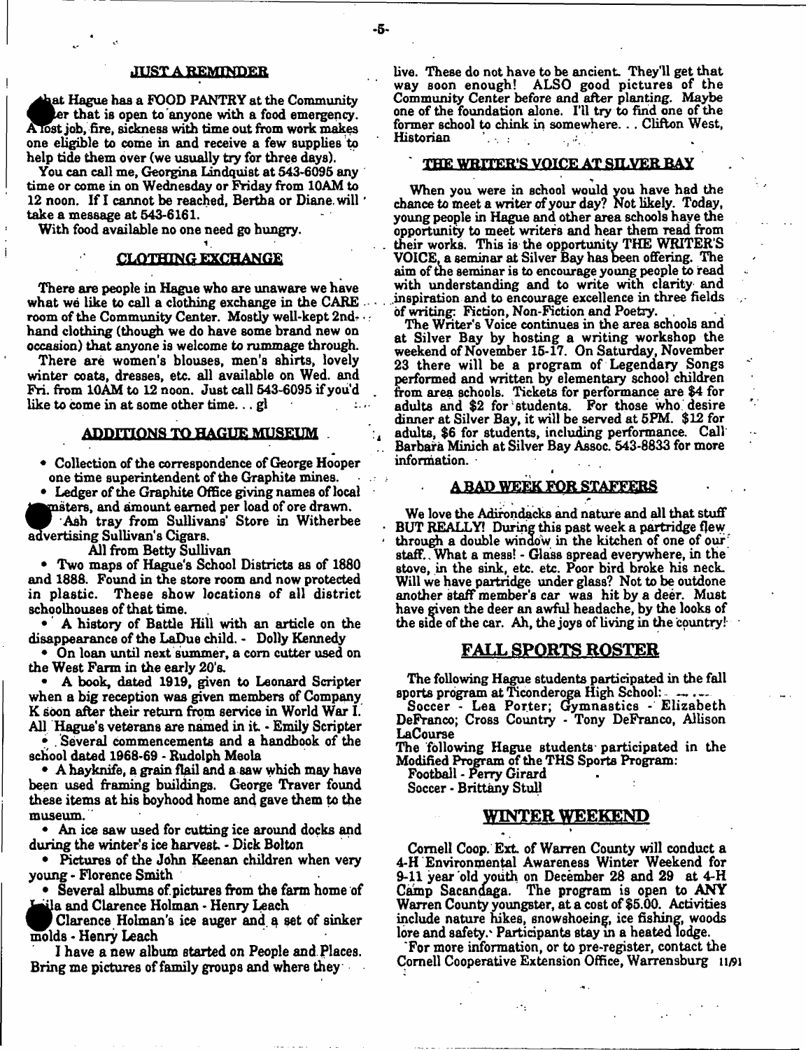## JUST A REMINDER

That Hague has a FOOD PANTRY at the Community Center that is open to anyone with a food emergency. A lost job, fire, sickness with time out from work makes one eligible to come in and receive a few supplies to help tide them over (we usually try for three days).

You can call me, Georgina Lindquist at 543-6095 any time or come in on Wednesday or Friday from 10AM to 12 noon. If I cannot be reached, Bertha or Diane will take a message at 543-6161.

With food available no one need go hungry.

## CLOTHING EXCHANGE

There are people in Hague who are unaware we have what we like to call a clothing exchange in the CARE room of the Community Center. Mostly well-kept 2nd-hand clothing (though we do have some brand new on occasion) that anyone is welcome to rummage through.

There are women's blouses, men's shirts, lovely winter coats, dresses, etc. all available on Wed. and Fri. from 10AM to 12 noon. Just call 543-6095 if you'd like to come in at some other time... gl

## ADDITIONS TO HAGUE MUSEUM

- Collection of the correspondence of George Hooper one time superintendent of the Graphite mines.
- Ledger of the Graphite Office giving names of local teamsters, and amount earned per load of ore drawn.
- Ash tray from Sullivans' Store in Witherbee advertising Sullivan's Cigars.

All from Betty Sullivan

- Two maps of Hague's School Districts as of 1880 and 1888. Found in the store room and now protected in plastic. These show locations of all district schoolhouses of that time.
- A history of Battle Hill with an article on the disappearance of the LaDue child. - Dolly Kennedy
- On loan until next summer, a corn cutter used on the West Farm in the early 20's.
- A book, dated 1919, given to Leonard Scripter when a big reception was given members of Company K soon after their return from service in World War I. All Hague's veterans are named in it. - Emily Scripter
- Several commencements and a handbook of the school dated 1968-69 - Rudolph Meola
- A hayknife, a grain flail and a saw which may have been used framing buildings. George Traver found these items at his boyhood home and gave them to the museum.
- An ice saw used for cutting ice around docks and during the winter's ice harvest. - Dick Bolton
- Pictures of the John Keenan children when very young - Florence Smith
- Several albums of pictures from the farm home of Leila and Clarence Holman - Henry Leach
- Clarence Holman's ice auger and a set of sinker molds - Henry Leach

I have a new album started on People and Places. Bring me pictures of family groups and where they live. These do not have to be ancient. They'll get that way soon enough! ALSO good pictures of the Community Center before and after planting. Maybe one of the foundation alone. I'll try to find one of the former school to chink in somewhere... Clifton West, Historian

## THE WRITER'S VOICE AT SILVER BAY

When you were in school would you have had the chance to meet a writer of your day? Not likely. Today, young people in Hague and other area schools have the opportunity to meet writers and hear them read from their works. This is the opportunity THE WRITER'S VOICE, a seminar at Silver Bay has been offering. The aim of the seminar is to encourage young people to read with understanding and to write with clarity and inspiration and to encourage excellence in three fields of writing: Fiction, Non-Fiction and Poetry.

The Writer's Voice continues in the area schools and at Silver Bay by hosting a writing workshop the weekend of November 15-17. On Saturday, November 23 there will be a program of Legendary Songs performed and written by elementary school children from area schools. Tickets for performance are $4 for adults and $2 for students. For those who desire dinner at Silver Bay, it will be served at 5PM. $12 for adults, $6 for students, including performance. Call Barbara Minich at Silver Bay Assoc. 543-8833 for more information.

## A BAD WEEK FOR STAFFERS

We love the Adirondacks and nature and all that stuff BUT REALLY! During this past week a partridge flew through a double window in the kitchen of one of our staff. What a mess! - Glass spread everywhere, in the stove, in the sink, etc. etc. Poor bird broke his neck. Will we have partridge under glass? Not to be outdone another staff member's car was hit by a deer. Must have given the deer an awful headache, by the looks of the side of the car. Ah, the joys of living in the country!

## FALL SPORTS ROSTER

The following Hague students participated in the fall sports program at Ticonderoga High School:

Soccer - Lea Porter; Gymnastics - Elizabeth DeFranco; Cross Country - Tony DeFranco, Allison LaCourse

The following Hague students participated in the Modified Program of the THS Sports Program:

Football - Perry Girard
Soccer - Brittany Stull

## WINTER WEEKEND

Cornell Coop. Ext. of Warren County will conduct a 4-H Environmental Awareness Winter Weekend for 9-11 year old youth on December 28 and 29 at 4-H Camp Sacandaga. The program is open to ANY Warren County youngster, at a cost of $5.00. Activities include nature hikes, snowshoeing, ice fishing, woods lore and safety. Participants stay in a heated lodge.

For more information, or to pre-register, contact the Cornell Cooperative Extension Office, Warrensburg 11/91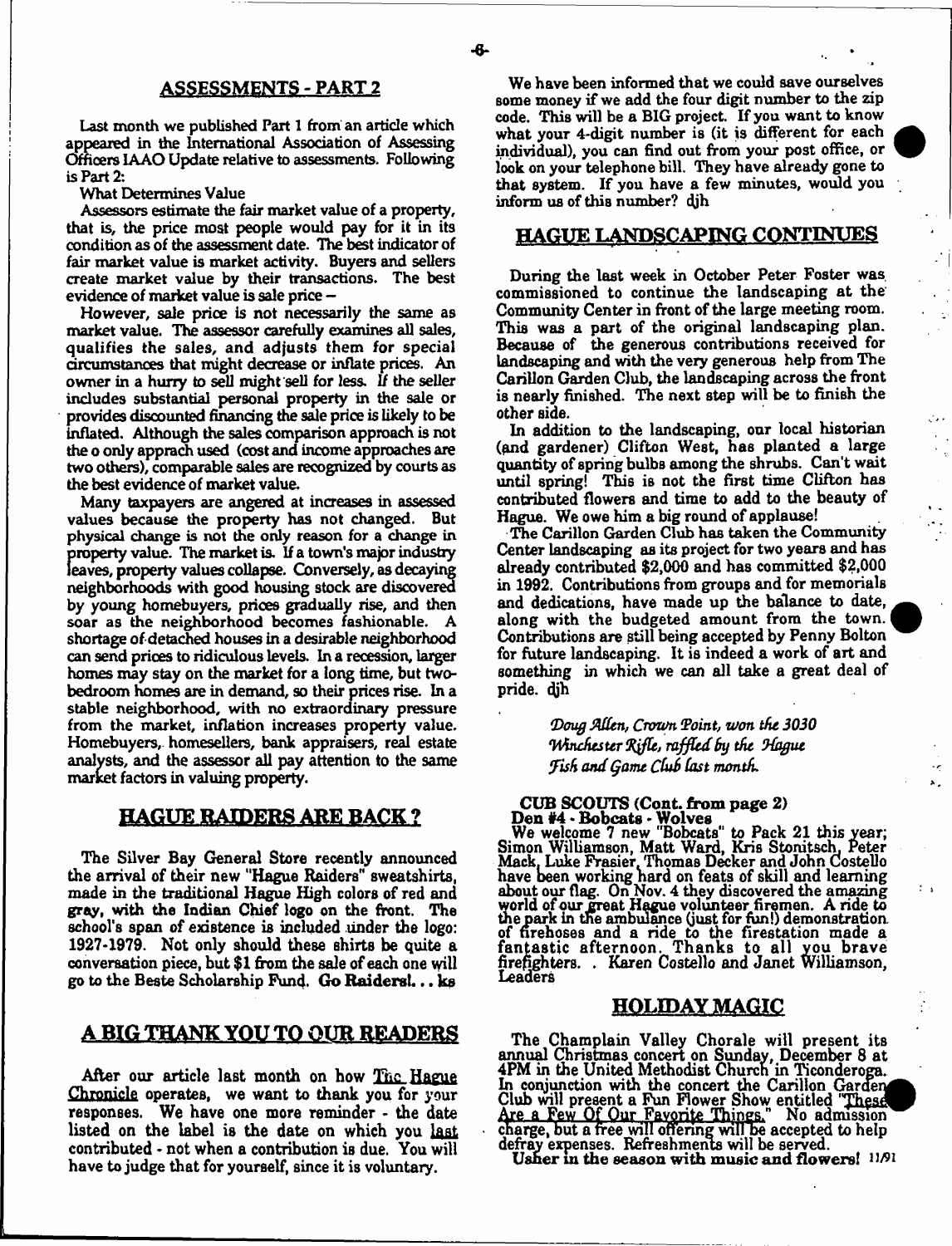## ASSESSMENTS - PART 2

Last month we published Part 1 from an article which appeared in the International Association of Assessing Officers IAAO Update relative to assessments. Following is Part 2:

What Determines Value

Assessors estimate the fair market value of a property, that is, the price most people would pay for it in its condition as of the assessment date. The best indicator of fair market value is market activity. Buyers and sellers create market value by their transactions. The best evidence of market value is sale price –

However, sale price is not necessarily the same as market value. The assessor carefully examines all sales, qualifies the sales, and adjusts them for special circumstances that might decrease or inflate prices. An owner in a hurry to sell might sell for less. If the seller includes substantial personal property in the sale or provides discounted financing the sale price is likely to be inflated. Although the sales comparison approach is not the o only apprach used (cost and income approaches are two others), comparable sales are recognized by courts as the best evidence of market value.

Many taxpayers are angered at increases in assessed values because the property has not changed. But physical change is not the only reason for a change in property value. The market is. If a town's major industry leaves, property values collapse. Conversely, as decaying neighborhoods with good housing stock are discovered by young homebuyers, prices gradually rise, and then soar as the neighborhood becomes fashionable. A shortage of detached houses in a desirable neighborhood can send prices to ridiculous levels. In a recession, larger homes may stay on the market for a long time, but two-bedroom homes are in demand, so their prices rise. In a stable neighborhood, with no extraordinary pressure from the market, inflation increases property value. Homebuyers, homesellers, bank appraisers, real estate analysts, and the assessor all pay attention to the same market factors in valuing property.

## HAGUE RAIDERS ARE BACK ?

The Silver Bay General Store recently announced the arrival of their new "Hague Raiders" sweatshirts, made in the traditional Hague High colors of red and gray, with the Indian Chief logo on the front. The school's span of existence is included under the logo: 1927-1979. Not only should these shirts be quite a conversation piece, but $1 from the sale of each one will go to the Beste Scholarship Fund. **Go Raiders!...** ks

## A BIG THANK YOU TO OUR READERS

After our article last month on how The Hague Chronicle operates, we want to thank you for your responses. We have one more reminder - the date listed on the label is the date on which you last contributed - not when a contribution is due. You will have to judge that for yourself, since it is voluntary.

We have been informed that we could save ourselves some money if we add the four digit number to the zip code. This will be a BIG project. If you want to know what your 4-digit number is (it is different for each individual), you can find out from your post office, or look on your telephone bill. They have already gone to that system. If you have a few minutes, would you inform us of this number? djh

## HAGUE LANDSCAPING CONTINUES

During the last week in October Peter Foster was commissioned to continue the landscaping at the Community Center in front of the large meeting room. This was a part of the original landscaping plan. Because of the generous contributions received for landscaping and with the very generous help from The Carillon Garden Club, the landscaping across the front is nearly finished. The next step will be to finish the other side.

In addition to the landscaping, our local historian (and gardener) Clifton West, has planted a large quantity of spring bulbs among the shrubs. Can't wait until spring! This is not the first time Clifton has contributed flowers and time to add to the beauty of Hague. We owe him a big round of applause!

The Carillon Garden Club has taken the Community Center landscaping as its project for two years and has already contributed $2,000 and has committed $2,000 in 1992. Contributions from groups and for memorials and dedications, have made up the balance to date, along with the budgeted amount from the town. Contributions are still being accepted by Penny Bolton for future landscaping. It is indeed a work of art and something in which we can all take a great deal of pride. djh

*Doug Allen, Crown Point, won the 3030 Winchester Rifle, raffled by the Hague Fish and Game Club last month.*

**CUB SCOUTS (Cont. from page 2)**
**Den #4 - Bobcats - Wolves**

We welcome 7 new "Bobcats" to Pack 21 this year; Simon Williamson, Matt Ward, Kris Stonitsch, Peter Mack, Luke Frasier, Thomas Decker and John Costello have been working hard on feats of skill and learning about our flag. On Nov. 4 they discovered the amazing world of our great Hague volunteer firemen. A ride to the park in the ambulance (just for fun!) demonstration of firehoses and a ride to the firestation made a fantastic afternoon. Thanks to all you brave firefighters. . Karen Costello and Janet Williamson, Leaders

## HOLIDAY MAGIC

The Champlain Valley Chorale will present its annual Christmas concert on Sunday, December 8 at 4PM in the United Methodist Church in Ticonderoga. In conjunction with the concert the Carillon Garden Club will present a Fun Flower Show entitled "These Are a Few Of Our Favorite Things." No admission charge, but a free will offering will be accepted to help defray expenses. Refreshments will be served.

**Usher in the season with music and flowers!** 11/91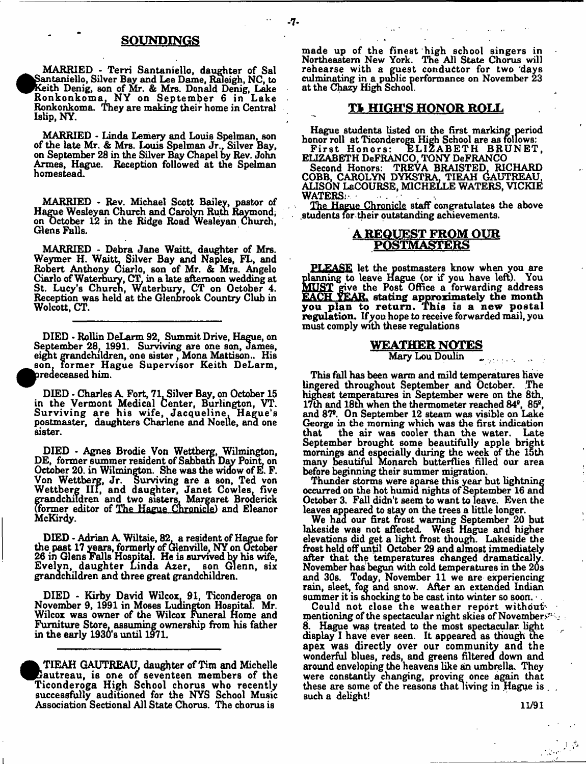## SOUNDINGS

MARRIED - Terri Santaniello, daughter of Sal Santaniello, Silver Bay and Lee Dame, Raleigh, NC, to Keith Denig, son of Mr. & Mrs. Donald Denig, Lake Ronkonkoma, NY on September 6 in Lake Ronkonkoma. They are making their home in Central Islip, NY.

MARRIED - Linda Lemery and Louis Spelman, son of the late Mr. & Mrs. Louis Spelman Jr., Silver Bay, on September 28 in the Silver Bay Chapel by Rev. John Armes, Hague. Reception followed at the Spelman homestead.

MARRIED - Rev. Michael Scott Bailey, pastor of Hague Wesleyan Church and Carolyn Ruth Raymond, on October 12 in the Ridge Road Wesleyan Church, Glens Falls.

MARRIED - Debra Jane Waitt, daughter of Mrs. Weymer H. Waitt, Silver Bay and Naples, FL, and Robert Anthony Ciarlo, son of Mr. & Mrs. Angelo Ciarlo of Waterbury, CT, in a late afternoon wedding at St. Lucy's Church, Waterbury, CT on October 4. Reception was held at the Glenbrook Country Club in Wolcott, CT.

---

DIED - Rollin DeLarm 92, Summit Drive, Hague, on September 28, 1991. Surviving are one son, James, eight grandchildren, one sister, Mona Mattison.. His son, former Hague Supervisor Keith DeLarm, predeceased him.

DIED - Charles A. Fort, 71, Silver Bay, on October 15 in the Vermont Medical Center, Burlington, VT. Surviving are his wife, Jacqueline, Hague's postmaster, daughters Charlene and Noelle, and one sister.

DIED - Agnes Brodie Von Wettberg, Wilmington, DE, former summer resident of Sabbath Day Point, on October 20. in Wilmington. She was the widow of E. F. Von Wettberg, Jr. Surviving are a son, Ted von Wettberg III, and daughter, Janet Cowles, five grandchildren and two sisters, Margaret Broderick (former editor of The Hague Chronicle) and Eleanor McKirdy.

DIED - Adrian A. Wiltsie, 82, a resident of Hague for the past 17 years, formerly of Glenville, NY on October 26 in Glens Falls Hospital. He is survived by his wife, Evelyn, daughter Linda Azer, son Glenn, six grandchildren and three great grandchildren.

DIED - Kirby David Wilcox, 91, Ticonderoga on November 9, 1991 in Moses Ludington Hospital. Mr. Wilcox was owner of the Wilcox Funeral Home and Furniture Store, assuming ownership from his father in the early 1930's until 1971.

---

TIEAH GAUTREAU, daughter of Tim and Michelle Gautreau, is one of seventeen members of the Ticonderoga High School chorus who recently successfully auditioned for the NYS School Music Association Sectional All State Chorus. The chorus is made up of the finest high school singers in Northeastern New York. The All State Chorus will rehearse with a guest conductor for two days culminating in a public performance on November 23 at the Chazy High School.

## TI HIGH'S HONOR ROLL

Hague students listed on the first marking period honor roll at Ticonderoga High School are as follows:

First Honors: ELIZABETH BRUNET, ELIZABETH DeFRANCO, TONY DeFRANCO

Second Honors: TREVA BRAISTED, RICHARD COBB, CAROLYN DYKSTRA, TIEAH GAUTREAU, ALISON LaCOURSE, MICHELLE WATERS, VICKIE WATERS.

The Hague Chronicle staff congratulates the above students for their outstanding achievements.

## A REQUEST FROM OUR POSTMASTERS

PLEASE let the postmasters know when you are planning to leave Hague (or if you have left). You MUST give the Post Office a forwarding address EACH YEAR, **stating approximately the month you plan to return. This is a new postal regulation.** If you hope to receive forwarded mail, you must comply with these regulations

## WEATHER NOTES

Mary Lou Doulin

This fall has been warm and mild temperatures have lingered throughout September and October. The highest temperatures in September were on the 8th, 17th and 18th when the thermometer reached 84°, 85°, and 87°. On September 12 steam was visible on Lake George in the morning which was the first indication that the air was cooler than the water. Late September brought some beautifully apple bright mornings and especially during the week of the 15th many beautiful Monarch butterflies filled our area before beginning their summer migration.

Thunder storms were sparse this year but lightning occurred on the hot humid nights of September 16 and October 3. Fall didn't seem to want to leave. Even the leaves appeared to stay on the trees a little longer.

We had our first frost warning September 20 but lakeside was not affected. West Hague and higher elevations did get a light frost though. Lakeside the frost held off until October 29 and almost immediately after that the temperatures changed dramatically. November has begun with cold temperatures in the 20s and 30s. Today, November 11 we are experiencing rain, sleet, fog and snow. After an extended Indian summer it is shocking to be cast into winter so soon.

Could not close the weather report without mentioning of the spectacular night skies of November 8. Hague was treated to the most spectacular light display I have ever seen. It appeared as though the apex was directly over our community and the wonderful blues, reds, and greens filtered down and around enveloping the heavens like an umbrella. They were constantly changing, proving once again that these are some of the reasons that living in Hague is such a delight!

11/91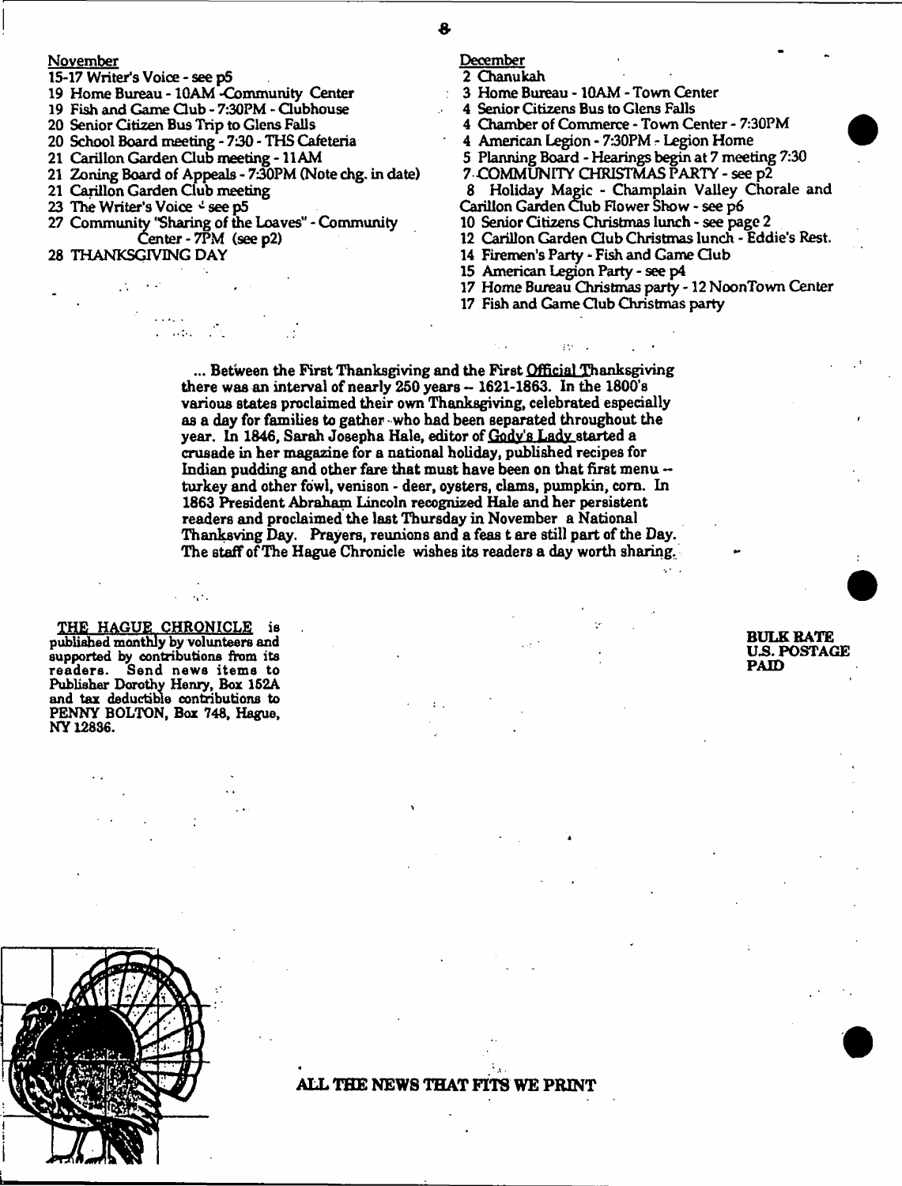November

15-17 Writer's Voice - see p5
19 Home Bureau - 10AM -Community Center
19 Fish and Game Club - 7:30PM - Clubhouse
20 Senior Citizen Bus Trip to Glens Falls
20 School Board meeting - 7:30 - THS Cafeteria
21 Carillon Garden Club meeting - 11AM
21 Zoning Board of Appeals - 7:30PM (Note chg. in date)
21 Carillon Garden Club meeting
23 The Writer's Voice - see p5
27 Community "Sharing of the Loaves" - Community Center - 7PM (see p2)
28 THANKSGIVING DAY

December

2 Chanukah
3 Home Bureau - 10AM - Town Center
4 Senior Citizens Bus to Glens Falls
4 Chamber of Commerce - Town Center - 7:30PM
4 American Legion - 7:30PM - Legion Home
5 Planning Board - Hearings begin at 7 meeting 7:30
7 COMMUNITY CHRISTMAS PARTY - see p2
8 Holiday Magic - Champlain Valley Chorale and Carillon Garden Club Flower Show - see p6
10 Senior Citizens Christmas lunch - see page 2
12 Carillon Garden Club Christmas lunch - Eddie's Rest.
14 Firemen's Party - Fish and Game Club
15 American Legion Party - see p4
17 Home Bureau Christmas party - 12 NoonTown Center
17 Fish and Game Club Christmas party

... Between the First Thanksgiving and the First Official Thanksgiving there was an interval of nearly 250 years -- 1621-1863. In the 1800's various states proclaimed their own Thanksgiving, celebrated especially as a day for families to gather who had been separated throughout the year. In 1846, Sarah Josepha Hale, editor of Gody's Lady started a crusade in her magazine for a national holiday, published recipes for Indian pudding and other fare that must have been on that first menu -- turkey and other fowl, venison - deer, oysters, clams, pumpkin, corn. In 1863 President Abraham Lincoln recognized Hale and her persistent readers and proclaimed the last Thursday in November a National Thanksving Day. Prayers, reunions and a feas t are still part of the Day. The staff of The Hague Chronicle wishes its readers a day worth sharing.

THE HAGUE CHRONICLE is published monthly by volunteers and supported by contributions from its readers. Send news items to Publisher Dorothy Henry, Box 152A and tax deductible contributions to PENNY BOLTON, Box 748, Hague, NY 12836.

BULK RATE
U.S. POSTAGE
PAID

ALL THE NEWS THAT FITS WE PRINT